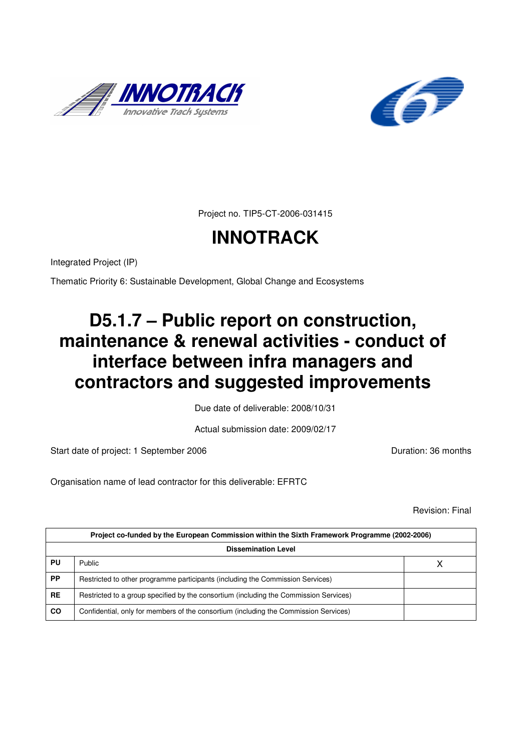Project no. TIP5-CT-2006-031415

# INNOTRACK

Integrated Project (IP)

Thematic Priority 6: Sustainable Development, Global Change and Ecosystems

# D5.1.7 – Public report on construction, maintenance & renewal activities - conduct of interface between infra managers and contractors and suggested improvements

Due date of deliverable: 2008/10/31

Actual submission date: 2009/02/17

Start date of project: 1 September 2006

Duration: 36 months

Organisation name of lead contractor for this deliverable: EFRTC

Revision: Final

| Project co-funded by the European Commission within the Sixth Framework Programme (2002-2006) | | |
|---|---|---|
| **Dissemination Level** | | |
| **PU** | Public | X |
| **PP** | Restricted to other programme participants (including the Commission Services) | |
| **RE** | Restricted to a group specified by the consortium (including the Commission Services) | |
| **CO** | Confidential, only for members of the consortium (including the Commission Services) | |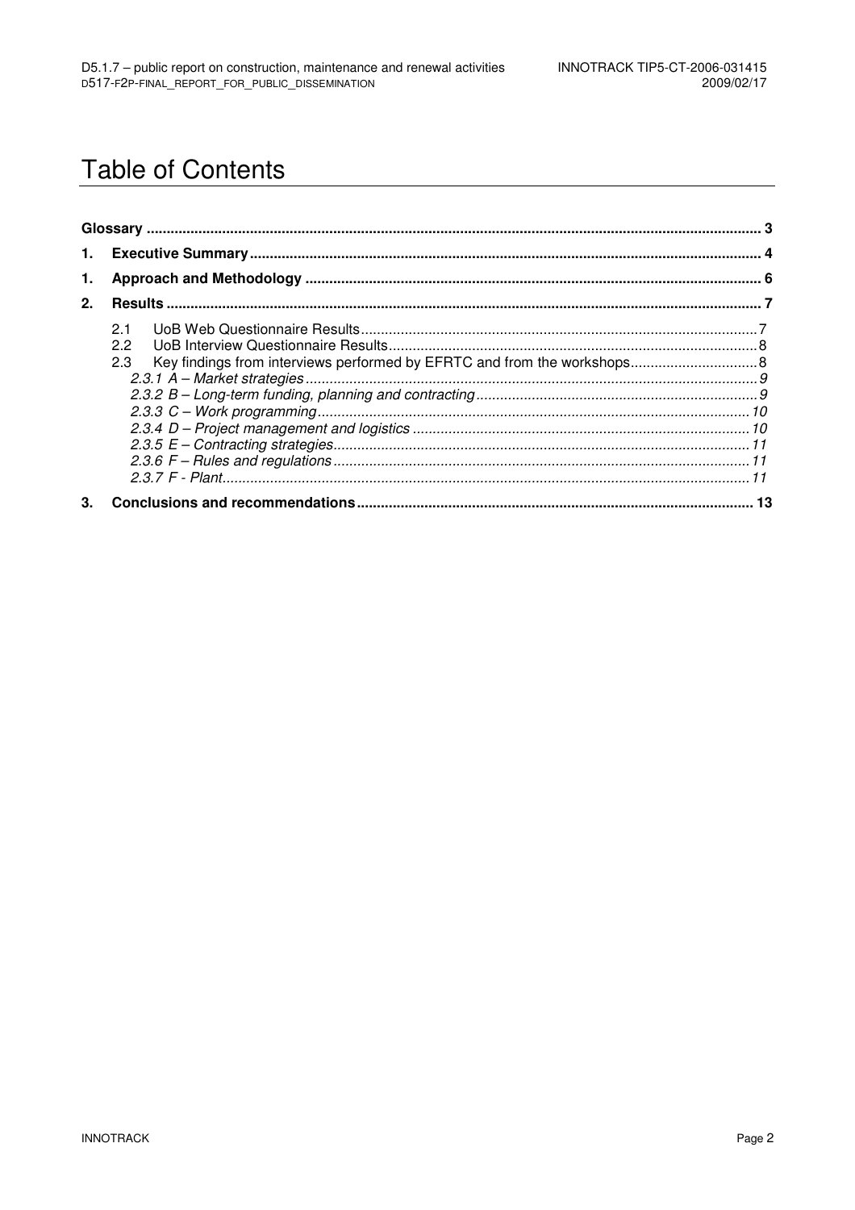# Table of Contents

**Glossary** ........ 3

**1. Executive Summary** ........ 4

**1. Approach and Methodology** ........ 6

**2. Results** ........ 7

- 2.1 UoB Web Questionnaire Results ........ 7
- 2.2 UoB Interview Questionnaire Results ........ 8
- 2.3 Key findings from interviews performed by EFRTC and from the workshops ........ 8
  - *2.3.1 A – Market strategies ........ 9*
  - *2.3.2 B – Long-term funding, planning and contracting ........ 9*
  - *2.3.3 C – Work programming ........ 10*
  - *2.3.4 D – Project management and logistics ........ 10*
  - *2.3.5 E – Contracting strategies ........ 11*
  - *2.3.6 F – Rules and regulations ........ 11*
  - *2.3.7 F - Plant ........ 11*

**3. Conclusions and recommendations** ........ 13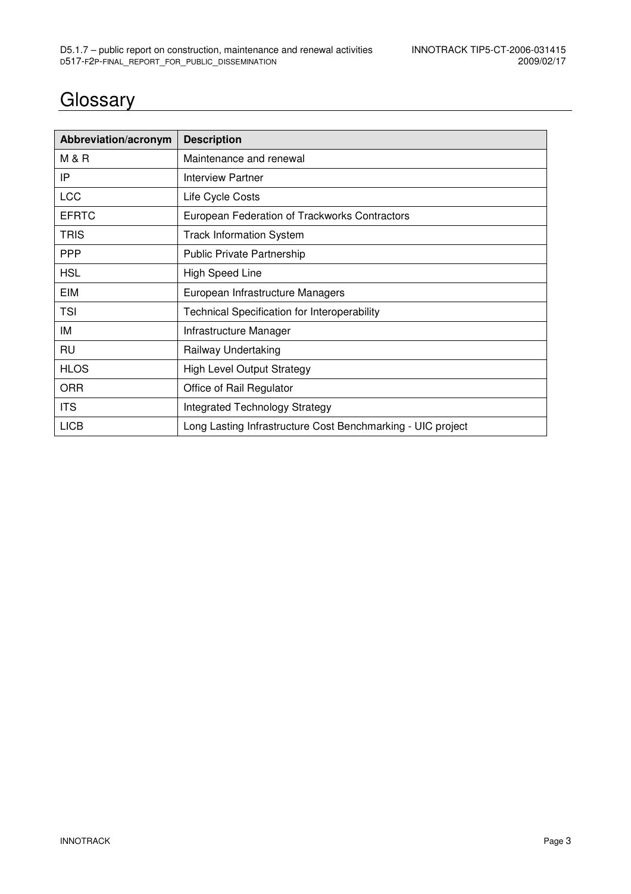# Glossary

| Abbreviation/acronym | Description |
| --- | --- |
| M & R | Maintenance and renewal |
| IP | Interview Partner |
| LCC | Life Cycle Costs |
| EFRTC | European Federation of Trackworks Contractors |
| TRIS | Track Information System |
| PPP | Public Private Partnership |
| HSL | High Speed Line |
| EIM | European Infrastructure Managers |
| TSI | Technical Specification for Interoperability |
| IM | Infrastructure Manager |
| RU | Railway Undertaking |
| HLOS | High Level Output Strategy |
| ORR | Office of Rail Regulator |
| ITS | Integrated Technology Strategy |
| LICB | Long Lasting Infrastructure Cost Benchmarking - UIC project |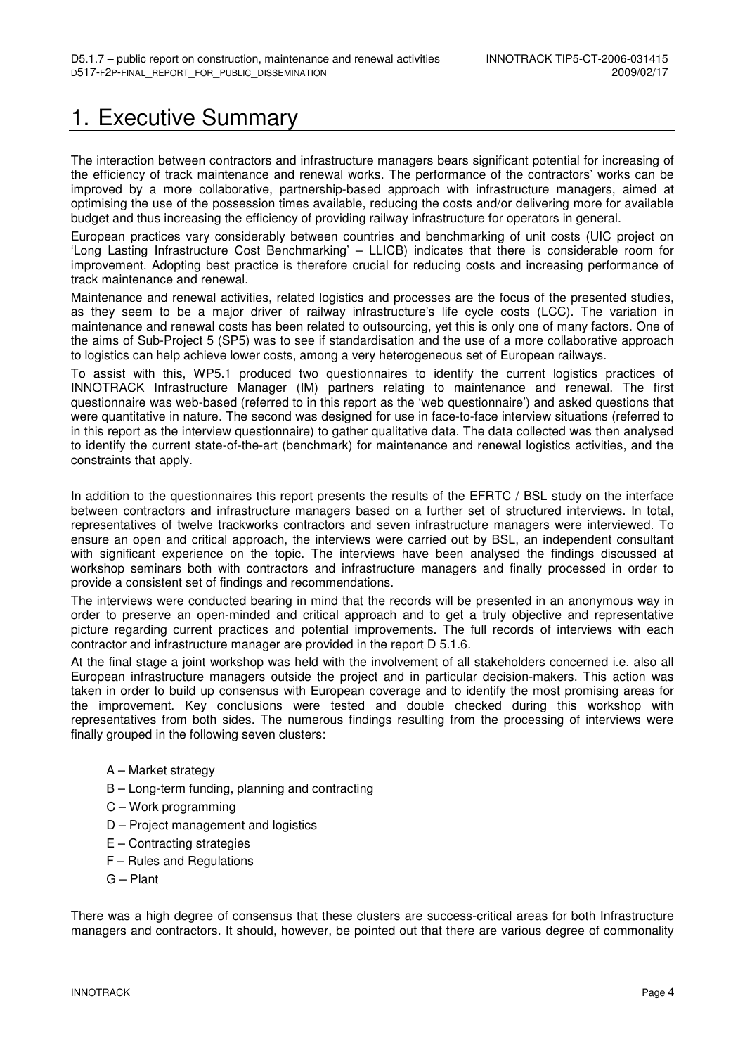# 1. Executive Summary

The interaction between contractors and infrastructure managers bears significant potential for increasing of the efficiency of track maintenance and renewal works. The performance of the contractors' works can be improved by a more collaborative, partnership-based approach with infrastructure managers, aimed at optimising the use of the possession times available, reducing the costs and/or delivering more for available budget and thus increasing the efficiency of providing railway infrastructure for operators in general.

European practices vary considerably between countries and benchmarking of unit costs (UIC project on 'Long Lasting Infrastructure Cost Benchmarking' – LLICB) indicates that there is considerable room for improvement. Adopting best practice is therefore crucial for reducing costs and increasing performance of track maintenance and renewal.

Maintenance and renewal activities, related logistics and processes are the focus of the presented studies, as they seem to be a major driver of railway infrastructure's life cycle costs (LCC). The variation in maintenance and renewal costs has been related to outsourcing, yet this is only one of many factors. One of the aims of Sub-Project 5 (SP5) was to see if standardisation and the use of a more collaborative approach to logistics can help achieve lower costs, among a very heterogeneous set of European railways.

To assist with this, WP5.1 produced two questionnaires to identify the current logistics practices of INNOTRACK Infrastructure Manager (IM) partners relating to maintenance and renewal. The first questionnaire was web-based (referred to in this report as the 'web questionnaire') and asked questions that were quantitative in nature. The second was designed for use in face-to-face interview situations (referred to in this report as the interview questionnaire) to gather qualitative data. The data collected was then analysed to identify the current state-of-the-art (benchmark) for maintenance and renewal logistics activities, and the constraints that apply.

In addition to the questionnaires this report presents the results of the EFRTC / BSL study on the interface between contractors and infrastructure managers based on a further set of structured interviews. In total, representatives of twelve trackworks contractors and seven infrastructure managers were interviewed. To ensure an open and critical approach, the interviews were carried out by BSL, an independent consultant with significant experience on the topic. The interviews have been analysed the findings discussed at workshop seminars both with contractors and infrastructure managers and finally processed in order to provide a consistent set of findings and recommendations.

The interviews were conducted bearing in mind that the records will be presented in an anonymous way in order to preserve an open-minded and critical approach and to get a truly objective and representative picture regarding current practices and potential improvements. The full records of interviews with each contractor and infrastructure manager are provided in the report D 5.1.6.

At the final stage a joint workshop was held with the involvement of all stakeholders concerned i.e. also all European infrastructure managers outside the project and in particular decision-makers. This action was taken in order to build up consensus with European coverage and to identify the most promising areas for the improvement. Key conclusions were tested and double checked during this workshop with representatives from both sides. The numerous findings resulting from the processing of interviews were finally grouped in the following seven clusters:

- A – Market strategy
- B – Long-term funding, planning and contracting
- C – Work programming
- D – Project management and logistics
- E – Contracting strategies
- F – Rules and Regulations
- G – Plant

There was a high degree of consensus that these clusters are success-critical areas for both Infrastructure managers and contractors. It should, however, be pointed out that there are various degree of commonality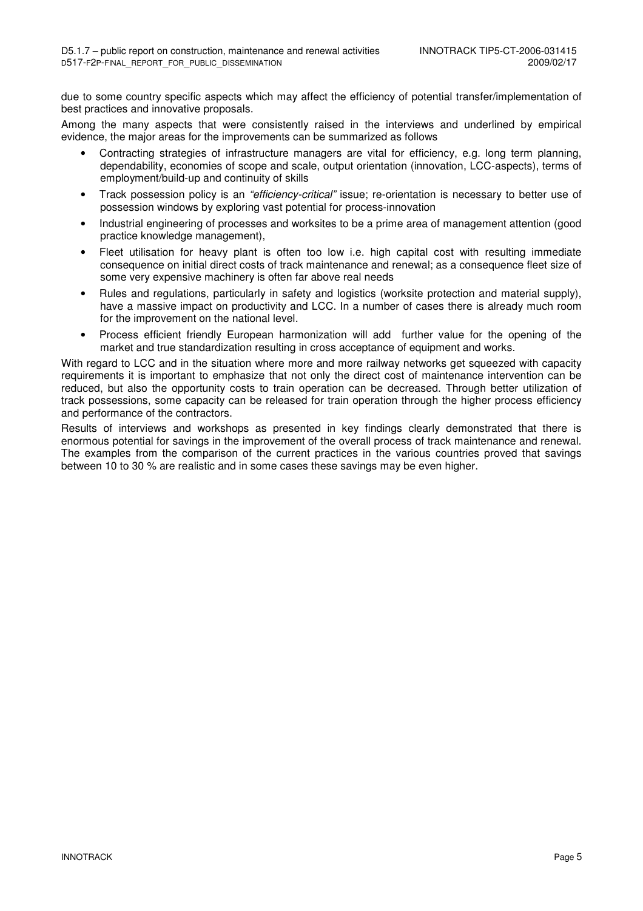due to some country specific aspects which may affect the efficiency of potential transfer/implementation of best practices and innovative proposals.

Among the many aspects that were consistently raised in the interviews and underlined by empirical evidence, the major areas for the improvements can be summarized as follows

- Contracting strategies of infrastructure managers are vital for efficiency, e.g. long term planning, dependability, economies of scope and scale, output orientation (innovation, LCC-aspects), terms of employment/build-up and continuity of skills
- Track possession policy is an *"efficiency-critical"* issue; re-orientation is necessary to better use of possession windows by exploring vast potential for process-innovation
- Industrial engineering of processes and worksites to be a prime area of management attention (good practice knowledge management),
- Fleet utilisation for heavy plant is often too low i.e. high capital cost with resulting immediate consequence on initial direct costs of track maintenance and renewal; as a consequence fleet size of some very expensive machinery is often far above real needs
- Rules and regulations, particularly in safety and logistics (worksite protection and material supply), have a massive impact on productivity and LCC. In a number of cases there is already much room for the improvement on the national level.
- Process efficient friendly European harmonization will add further value for the opening of the market and true standardization resulting in cross acceptance of equipment and works.

With regard to LCC and in the situation where more and more railway networks get squeezed with capacity requirements it is important to emphasize that not only the direct cost of maintenance intervention can be reduced, but also the opportunity costs to train operation can be decreased. Through better utilization of track possessions, some capacity can be released for train operation through the higher process efficiency and performance of the contractors.

Results of interviews and workshops as presented in key findings clearly demonstrated that there is enormous potential for savings in the improvement of the overall process of track maintenance and renewal. The examples from the comparison of the current practices in the various countries proved that savings between 10 to 30 % are realistic and in some cases these savings may be even higher.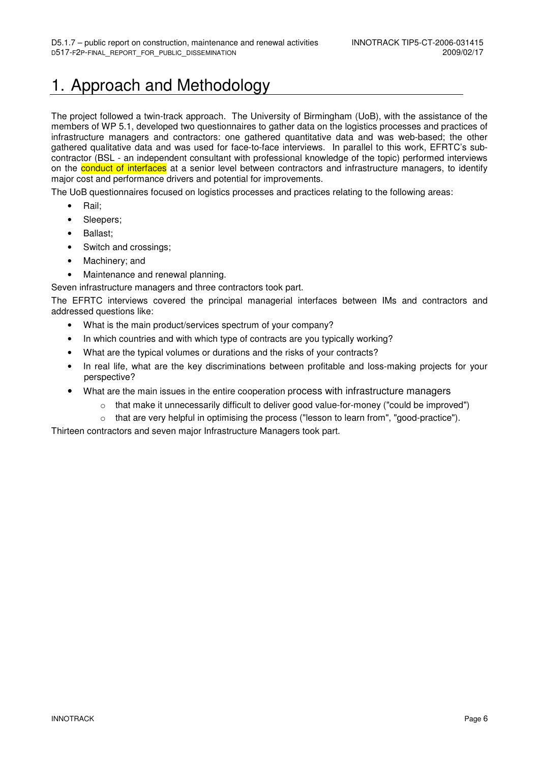# 1. Approach and Methodology

The project followed a twin-track approach. The University of Birmingham (UoB), with the assistance of the members of WP 5.1, developed two questionnaires to gather data on the logistics processes and practices of infrastructure managers and contractors: one gathered quantitative data and was web-based; the other gathered qualitative data and was used for face-to-face interviews. In parallel to this work, EFRTC's sub-contractor (BSL - an independent consultant with professional knowledge of the topic) performed interviews on the conduct of interfaces at a senior level between contractors and infrastructure managers, to identify major cost and performance drivers and potential for improvements.

The UoB questionnaires focused on logistics processes and practices relating to the following areas:

- Rail;
- Sleepers;
- Ballast;
- Switch and crossings;
- Machinery; and
- Maintenance and renewal planning.

Seven infrastructure managers and three contractors took part.

The EFRTC interviews covered the principal managerial interfaces between IMs and contractors and addressed questions like:

- What is the main product/services spectrum of your company?
- In which countries and with which type of contracts are you typically working?
- What are the typical volumes or durations and the risks of your contracts?
- In real life, what are the key discriminations between profitable and loss-making projects for your perspective?
- What are the main issues in the entire cooperation process with infrastructure managers
    - that make it unnecessarily difficult to deliver good value-for-money ("could be improved")
    - that are very helpful in optimising the process ("lesson to learn from", "good-practice").

Thirteen contractors and seven major Infrastructure Managers took part.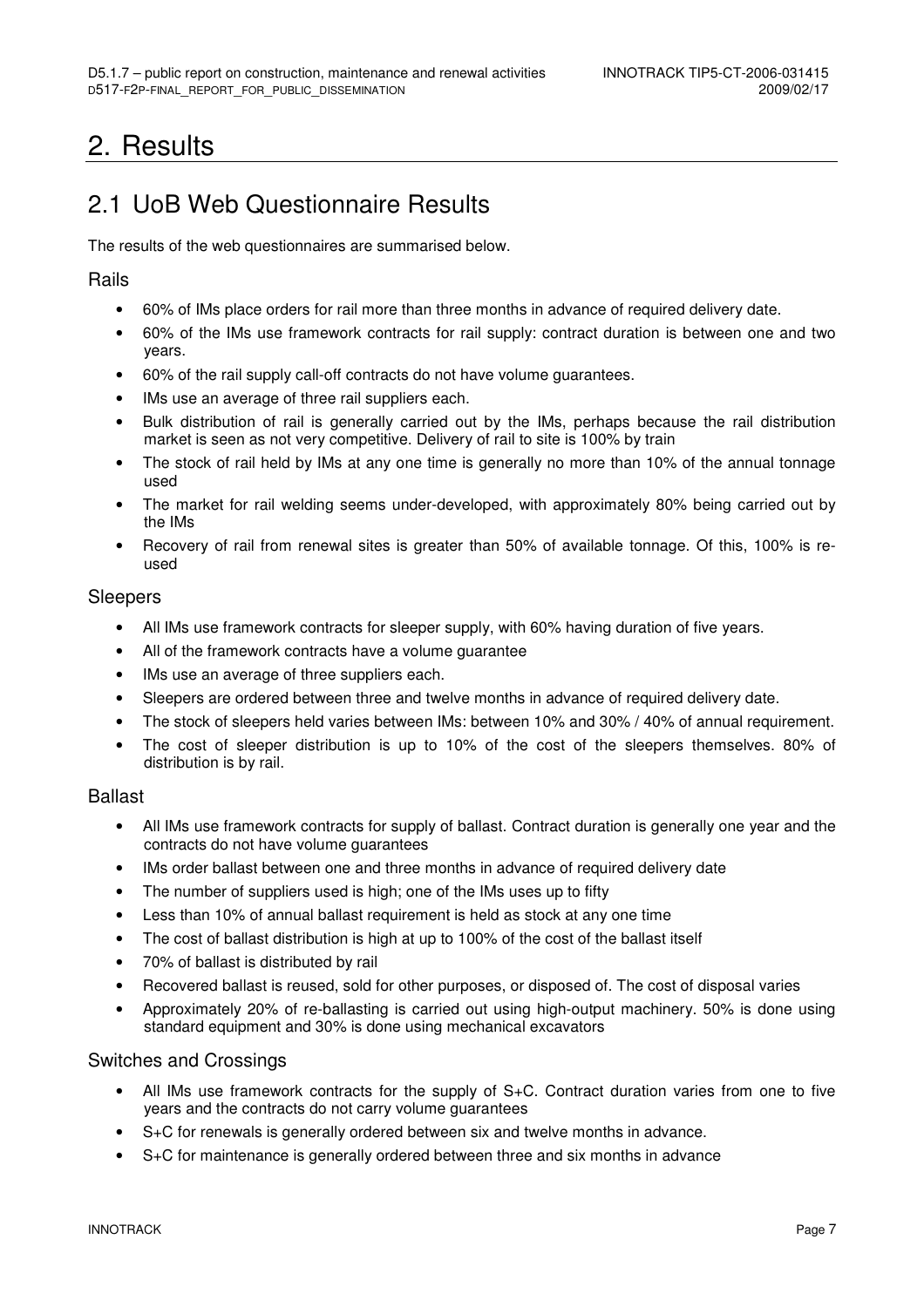// Anthropic-AI-visual-element-handling

# 2. Results

## 2.1 UoB Web Questionnaire Results

The results of the web questionnaires are summarised below.

### Rails

- 60% of IMs place orders for rail more than three months in advance of required delivery date.
- 60% of the IMs use framework contracts for rail supply: contract duration is between one and two years.
- 60% of the rail supply call-off contracts do not have volume guarantees.
- IMs use an average of three rail suppliers each.
- Bulk distribution of rail is generally carried out by the IMs, perhaps because the rail distribution market is seen as not very competitive. Delivery of rail to site is 100% by train
- The stock of rail held by IMs at any one time is generally no more than 10% of the annual tonnage used
- The market for rail welding seems under-developed, with approximately 80% being carried out by the IMs
- Recovery of rail from renewal sites is greater than 50% of available tonnage. Of this, 100% is re-used

### Sleepers

- All IMs use framework contracts for sleeper supply, with 60% having duration of five years.
- All of the framework contracts have a volume guarantee
- IMs use an average of three suppliers each.
- Sleepers are ordered between three and twelve months in advance of required delivery date.
- The stock of sleepers held varies between IMs: between 10% and 30% / 40% of annual requirement.
- The cost of sleeper distribution is up to 10% of the cost of the sleepers themselves. 80% of distribution is by rail.

### Ballast

- All IMs use framework contracts for supply of ballast. Contract duration is generally one year and the contracts do not have volume guarantees
- IMs order ballast between one and three months in advance of required delivery date
- The number of suppliers used is high; one of the IMs uses up to fifty
- Less than 10% of annual ballast requirement is held as stock at any one time
- The cost of ballast distribution is high at up to 100% of the cost of the ballast itself
- 70% of ballast is distributed by rail
- Recovered ballast is reused, sold for other purposes, or disposed of. The cost of disposal varies
- Approximately 20% of re-ballasting is carried out using high-output machinery. 50% is done using standard equipment and 30% is done using mechanical excavators

### Switches and Crossings

- All IMs use framework contracts for the supply of S+C. Contract duration varies from one to five years and the contracts do not carry volume guarantees
- S+C for renewals is generally ordered between six and twelve months in advance.
- S+C for maintenance is generally ordered between three and six months in advance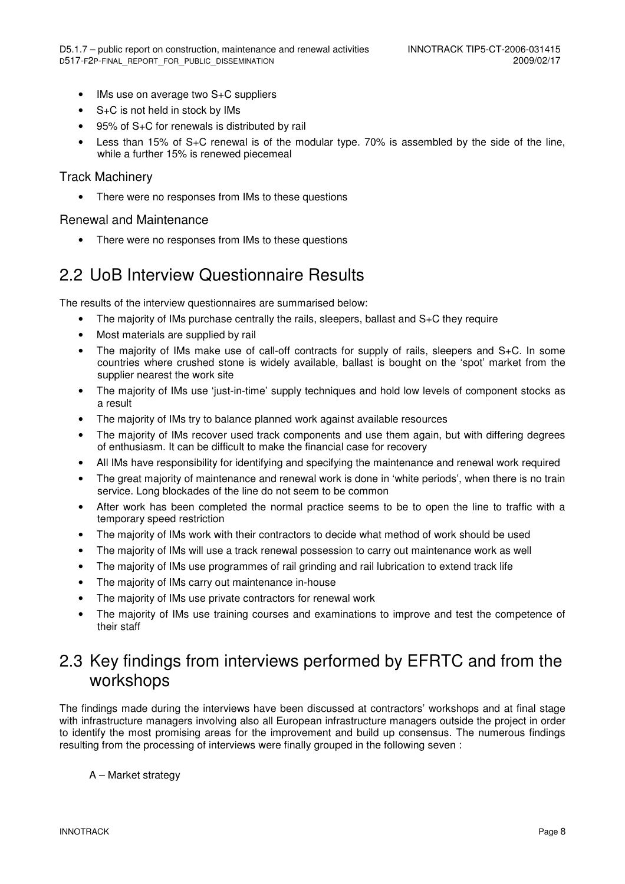- IMs use on average two S+C suppliers
- S+C is not held in stock by IMs
- 95% of S+C for renewals is distributed by rail
- Less than 15% of S+C renewal is of the modular type. 70% is assembled by the side of the line, while a further 15% is renewed piecemeal

### Track Machinery

- There were no responses from IMs to these questions

### Renewal and Maintenance

- There were no responses from IMs to these questions

## 2.2 UoB Interview Questionnaire Results

The results of the interview questionnaires are summarised below:

- The majority of IMs purchase centrally the rails, sleepers, ballast and S+C they require
- Most materials are supplied by rail
- The majority of IMs make use of call-off contracts for supply of rails, sleepers and S+C. In some countries where crushed stone is widely available, ballast is bought on the 'spot' market from the supplier nearest the work site
- The majority of IMs use 'just-in-time' supply techniques and hold low levels of component stocks as a result
- The majority of IMs try to balance planned work against available resources
- The majority of IMs recover used track components and use them again, but with differing degrees of enthusiasm. It can be difficult to make the financial case for recovery
- All IMs have responsibility for identifying and specifying the maintenance and renewal work required
- The great majority of maintenance and renewal work is done in 'white periods', when there is no train service. Long blockades of the line do not seem to be common
- After work has been completed the normal practice seems to be to open the line to traffic with a temporary speed restriction
- The majority of IMs work with their contractors to decide what method of work should be used
- The majority of IMs will use a track renewal possession to carry out maintenance work as well
- The majority of IMs use programmes of rail grinding and rail lubrication to extend track life
- The majority of IMs carry out maintenance in-house
- The majority of IMs use private contractors for renewal work
- The majority of IMs use training courses and examinations to improve and test the competence of their staff

## 2.3 Key findings from interviews performed by EFRTC and from the workshops

The findings made during the interviews have been discussed at contractors' workshops and at final stage with infrastructure managers involving also all European infrastructure managers outside the project in order to identify the most promising areas for the improvement and build up consensus. The numerous findings resulting from the processing of interviews were finally grouped in the following seven :

A – Market strategy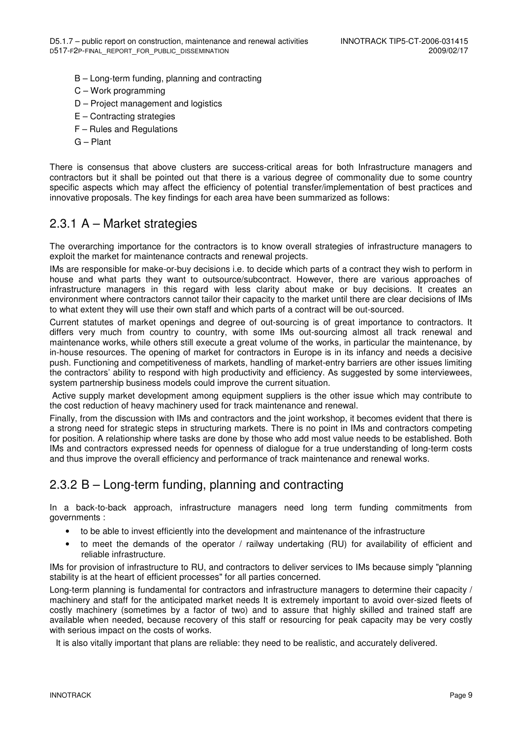- B – Long-term funding, planning and contracting
- C – Work programming
- D – Project management and logistics
- E – Contracting strategies
- F – Rules and Regulations
- G – Plant

There is consensus that above clusters are success-critical areas for both Infrastructure managers and contractors but it shall be pointed out that there is a various degree of commonality due to some country specific aspects which may affect the efficiency of potential transfer/implementation of best practices and innovative proposals. The key findings for each area have been summarized as follows:

### 2.3.1 A – Market strategies

The overarching importance for the contractors is to know overall strategies of infrastructure managers to exploit the market for maintenance contracts and renewal projects.

IMs are responsible for make-or-buy decisions i.e. to decide which parts of a contract they wish to perform in house and what parts they want to outsource/subcontract. However, there are various approaches of infrastructure managers in this regard with less clarity about make or buy decisions. It creates an environment where contractors cannot tailor their capacity to the market until there are clear decisions of IMs to what extent they will use their own staff and which parts of a contract will be out-sourced.

Current statutes of market openings and degree of out-sourcing is of great importance to contractors. It differs very much from country to country, with some IMs out-sourcing almost all track renewal and maintenance works, while others still execute a great volume of the works, in particular the maintenance, by in-house resources. The opening of market for contractors in Europe is in its infancy and needs a decisive push. Functioning and competitiveness of markets, handling of market-entry barriers are other issues limiting the contractors' ability to respond with high productivity and efficiency. As suggested by some interviewees, system partnership business models could improve the current situation.

Active supply market development among equipment suppliers is the other issue which may contribute to the cost reduction of heavy machinery used for track maintenance and renewal.

Finally, from the discussion with IMs and contractors and the joint workshop, it becomes evident that there is a strong need for strategic steps in structuring markets. There is no point in IMs and contractors competing for position. A relationship where tasks are done by those who add most value needs to be established. Both IMs and contractors expressed needs for openness of dialogue for a true understanding of long-term costs and thus improve the overall efficiency and performance of track maintenance and renewal works.

### 2.3.2 B – Long-term funding, planning and contracting

In a back-to-back approach, infrastructure managers need long term funding commitments from governments :

- to be able to invest efficiently into the development and maintenance of the infrastructure
- to meet the demands of the operator / railway undertaking (RU) for availability of efficient and reliable infrastructure.

IMs for provision of infrastructure to RU, and contractors to deliver services to IMs because simply "planning stability is at the heart of efficient processes" for all parties concerned.

Long-term planning is fundamental for contractors and infrastructure managers to determine their capacity / machinery and staff for the anticipated market needs It is extremely important to avoid over-sized fleets of costly machinery (sometimes by a factor of two) and to assure that highly skilled and trained staff are available when needed, because recovery of this staff or resourcing for peak capacity may be very costly with serious impact on the costs of works.

It is also vitally important that plans are reliable: they need to be realistic, and accurately delivered.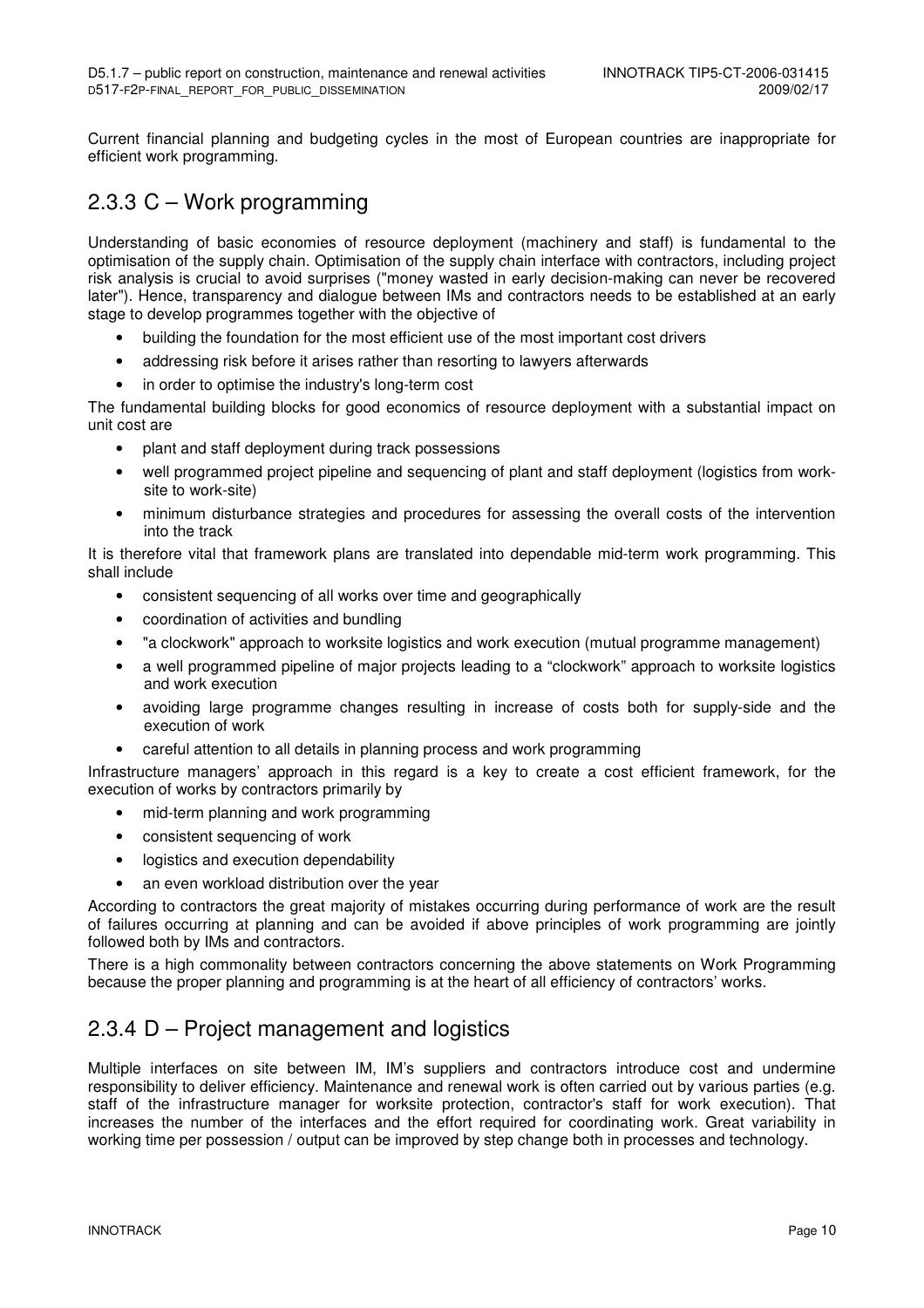Current financial planning and budgeting cycles in the most of European countries are inappropriate for efficient work programming.

### 2.3.3 C – Work programming

Understanding of basic economies of resource deployment (machinery and staff) is fundamental to the optimisation of the supply chain. Optimisation of the supply chain interface with contractors, including project risk analysis is crucial to avoid surprises ("money wasted in early decision-making can never be recovered later"). Hence, transparency and dialogue between IMs and contractors needs to be established at an early stage to develop programmes together with the objective of

- building the foundation for the most efficient use of the most important cost drivers
- addressing risk before it arises rather than resorting to lawyers afterwards
- in order to optimise the industry's long-term cost

The fundamental building blocks for good economics of resource deployment with a substantial impact on unit cost are

- plant and staff deployment during track possessions
- well programmed project pipeline and sequencing of plant and staff deployment (logistics from work-site to work-site)
- minimum disturbance strategies and procedures for assessing the overall costs of the intervention into the track

It is therefore vital that framework plans are translated into dependable mid-term work programming. This shall include

- consistent sequencing of all works over time and geographically
- coordination of activities and bundling
- "a clockwork" approach to worksite logistics and work execution (mutual programme management)
- a well programmed pipeline of major projects leading to a "clockwork" approach to worksite logistics and work execution
- avoiding large programme changes resulting in increase of costs both for supply-side and the execution of work
- careful attention to all details in planning process and work programming

Infrastructure managers' approach in this regard is a key to create a cost efficient framework, for the execution of works by contractors primarily by

- mid-term planning and work programming
- consistent sequencing of work
- logistics and execution dependability
- an even workload distribution over the year

According to contractors the great majority of mistakes occurring during performance of work are the result of failures occurring at planning and can be avoided if above principles of work programming are jointly followed both by IMs and contractors.

There is a high commonality between contractors concerning the above statements on Work Programming because the proper planning and programming is at the heart of all efficiency of contractors' works.

### 2.3.4 D – Project management and logistics

Multiple interfaces on site between IM, IM's suppliers and contractors introduce cost and undermine responsibility to deliver efficiency. Maintenance and renewal work is often carried out by various parties (e.g. staff of the infrastructure manager for worksite protection, contractor's staff for work execution). That increases the number of the interfaces and the effort required for coordinating work. Great variability in working time per possession / output can be improved by step change both in processes and technology.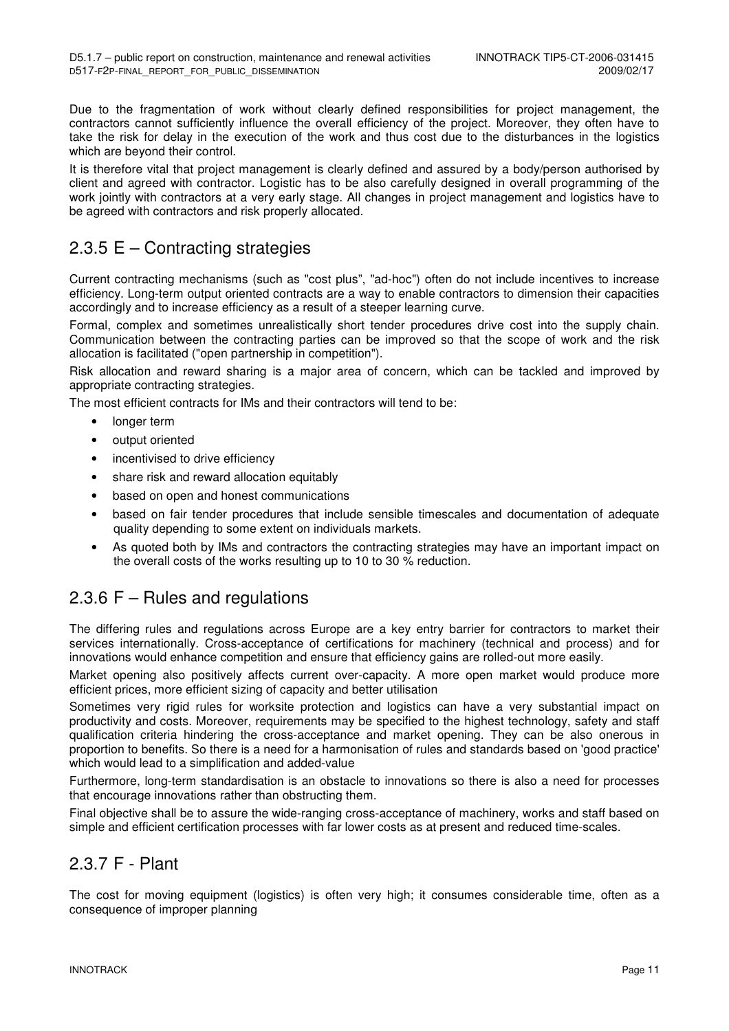Due to the fragmentation of work without clearly defined responsibilities for project management, the contractors cannot sufficiently influence the overall efficiency of the project. Moreover, they often have to take the risk for delay in the execution of the work and thus cost due to the disturbances in the logistics which are beyond their control.

It is therefore vital that project management is clearly defined and assured by a body/person authorised by client and agreed with contractor. Logistic has to be also carefully designed in overall programming of the work jointly with contractors at a very early stage. All changes in project management and logistics have to be agreed with contractors and risk properly allocated.

## 2.3.5 E – Contracting strategies

Current contracting mechanisms (such as "cost plus", "ad-hoc") often do not include incentives to increase efficiency. Long-term output oriented contracts are a way to enable contractors to dimension their capacities accordingly and to increase efficiency as a result of a steeper learning curve.

Formal, complex and sometimes unrealistically short tender procedures drive cost into the supply chain. Communication between the contracting parties can be improved so that the scope of work and the risk allocation is facilitated ("open partnership in competition").

Risk allocation and reward sharing is a major area of concern, which can be tackled and improved by appropriate contracting strategies.

The most efficient contracts for IMs and their contractors will tend to be:

- longer term
- output oriented
- incentivised to drive efficiency
- share risk and reward allocation equitably
- based on open and honest communications
- based on fair tender procedures that include sensible timescales and documentation of adequate quality depending to some extent on individuals markets.
- As quoted both by IMs and contractors the contracting strategies may have an important impact on the overall costs of the works resulting up to 10 to 30 % reduction.

## 2.3.6 F – Rules and regulations

The differing rules and regulations across Europe are a key entry barrier for contractors to market their services internationally. Cross-acceptance of certifications for machinery (technical and process) and for innovations would enhance competition and ensure that efficiency gains are rolled-out more easily.

Market opening also positively affects current over-capacity. A more open market would produce more efficient prices, more efficient sizing of capacity and better utilisation

Sometimes very rigid rules for worksite protection and logistics can have a very substantial impact on productivity and costs. Moreover, requirements may be specified to the highest technology, safety and staff qualification criteria hindering the cross-acceptance and market opening. They can be also onerous in proportion to benefits. So there is a need for a harmonisation of rules and standards based on 'good practice' which would lead to a simplification and added-value

Furthermore, long-term standardisation is an obstacle to innovations so there is also a need for processes that encourage innovations rather than obstructing them.

Final objective shall be to assure the wide-ranging cross-acceptance of machinery, works and staff based on simple and efficient certification processes with far lower costs as at present and reduced time-scales.

## 2.3.7 F - Plant

The cost for moving equipment (logistics) is often very high; it consumes considerable time, often as a consequence of improper planning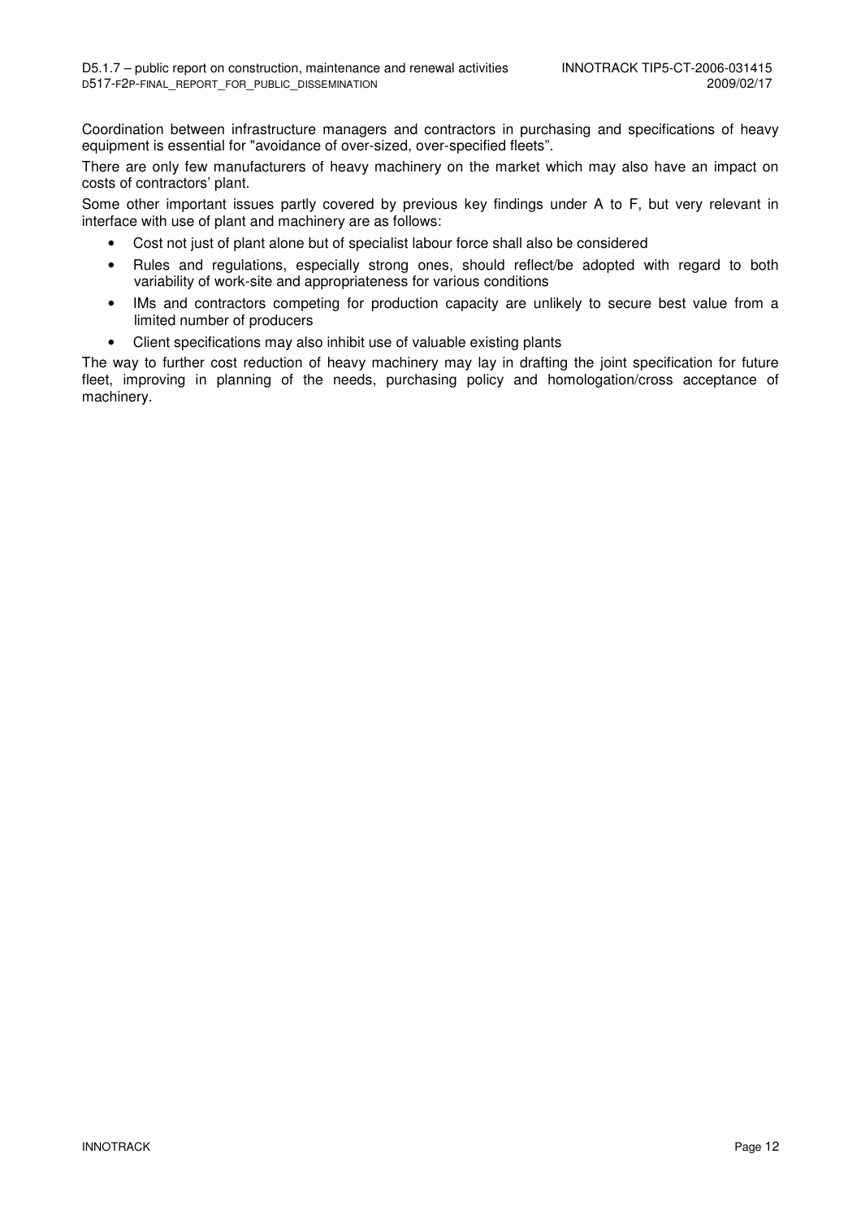Coordination between infrastructure managers and contractors in purchasing and specifications of heavy equipment is essential for "avoidance of over-sized, over-specified fleets".

There are only few manufacturers of heavy machinery on the market which may also have an impact on costs of contractors' plant.

Some other important issues partly covered by previous key findings under A to F, but very relevant in interface with use of plant and machinery are as follows:

- Cost not just of plant alone but of specialist labour force shall also be considered
- Rules and regulations, especially strong ones, should reflect/be adopted with regard to both variability of work-site and appropriateness for various conditions
- IMs and contractors competing for production capacity are unlikely to secure best value from a limited number of producers
- Client specifications may also inhibit use of valuable existing plants

The way to further cost reduction of heavy machinery may lay in drafting the joint specification for future fleet, improving in planning of the needs, purchasing policy and homologation/cross acceptance of machinery.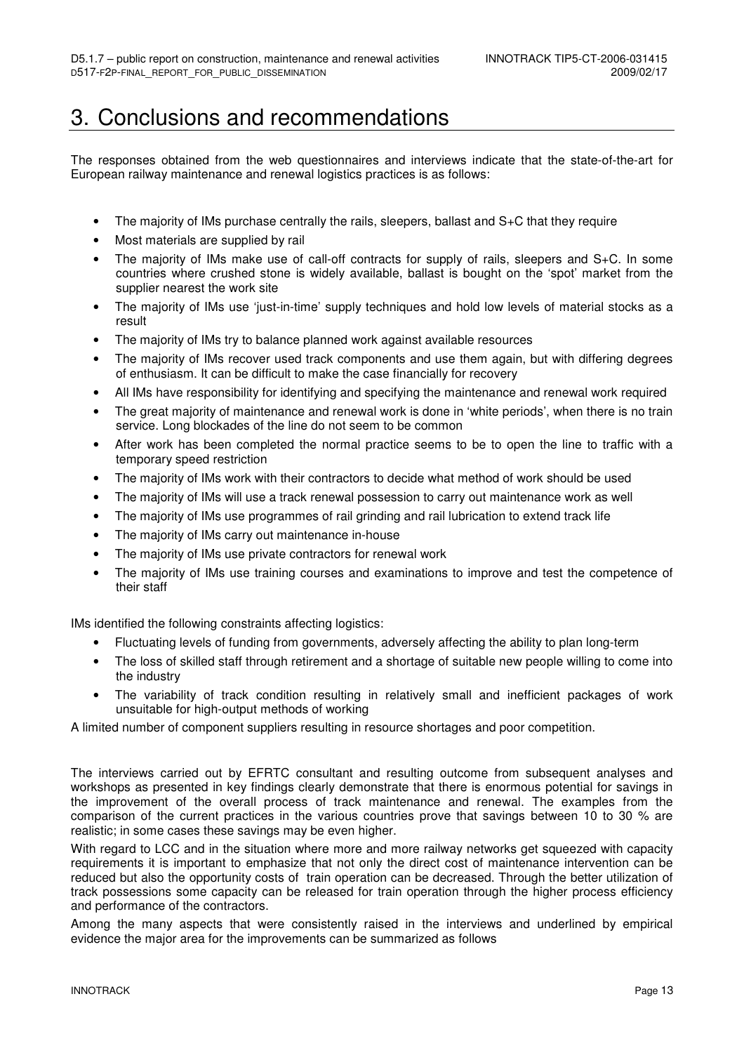# 3. Conclusions and recommendations

The responses obtained from the web questionnaires and interviews indicate that the state-of-the-art for European railway maintenance and renewal logistics practices is as follows:

- The majority of IMs purchase centrally the rails, sleepers, ballast and S+C that they require
- Most materials are supplied by rail
- The majority of IMs make use of call-off contracts for supply of rails, sleepers and S+C. In some countries where crushed stone is widely available, ballast is bought on the 'spot' market from the supplier nearest the work site
- The majority of IMs use 'just-in-time' supply techniques and hold low levels of material stocks as a result
- The majority of IMs try to balance planned work against available resources
- The majority of IMs recover used track components and use them again, but with differing degrees of enthusiasm. It can be difficult to make the case financially for recovery
- All IMs have responsibility for identifying and specifying the maintenance and renewal work required
- The great majority of maintenance and renewal work is done in 'white periods', when there is no train service. Long blockades of the line do not seem to be common
- After work has been completed the normal practice seems to be to open the line to traffic with a temporary speed restriction
- The majority of IMs work with their contractors to decide what method of work should be used
- The majority of IMs will use a track renewal possession to carry out maintenance work as well
- The majority of IMs use programmes of rail grinding and rail lubrication to extend track life
- The majority of IMs carry out maintenance in-house
- The majority of IMs use private contractors for renewal work
- The majority of IMs use training courses and examinations to improve and test the competence of their staff

IMs identified the following constraints affecting logistics:

- Fluctuating levels of funding from governments, adversely affecting the ability to plan long-term
- The loss of skilled staff through retirement and a shortage of suitable new people willing to come into the industry
- The variability of track condition resulting in relatively small and inefficient packages of work unsuitable for high-output methods of working

A limited number of component suppliers resulting in resource shortages and poor competition.

The interviews carried out by EFRTC consultant and resulting outcome from subsequent analyses and workshops as presented in key findings clearly demonstrate that there is enormous potential for savings in the improvement of the overall process of track maintenance and renewal. The examples from the comparison of the current practices in the various countries prove that savings between 10 to 30 % are realistic; in some cases these savings may be even higher.

With regard to LCC and in the situation where more and more railway networks get squeezed with capacity requirements it is important to emphasize that not only the direct cost of maintenance intervention can be reduced but also the opportunity costs of train operation can be decreased. Through the better utilization of track possessions some capacity can be released for train operation through the higher process efficiency and performance of the contractors.

Among the many aspects that were consistently raised in the interviews and underlined by empirical evidence the major area for the improvements can be summarized as follows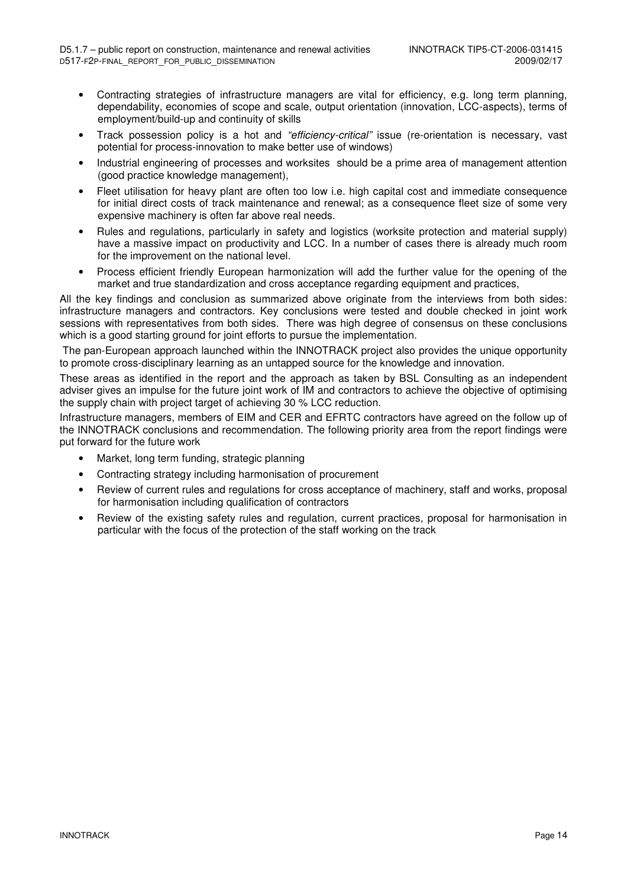- Contracting strategies of infrastructure managers are vital for efficiency, e.g. long term planning, dependability, economies of scope and scale, output orientation (innovation, LCC-aspects), terms of employment/build-up and continuity of skills
- Track possession policy is a hot and *"efficiency-critical"* issue (re-orientation is necessary, vast potential for process-innovation to make better use of windows)
- Industrial engineering of processes and worksites should be a prime area of management attention (good practice knowledge management),
- Fleet utilisation for heavy plant are often too low i.e. high capital cost and immediate consequence for initial direct costs of track maintenance and renewal; as a consequence fleet size of some very expensive machinery is often far above real needs.
- Rules and regulations, particularly in safety and logistics (worksite protection and material supply) have a massive impact on productivity and LCC. In a number of cases there is already much room for the improvement on the national level.
- Process efficient friendly European harmonization will add the further value for the opening of the market and true standardization and cross acceptance regarding equipment and practices,

All the key findings and conclusion as summarized above originate from the interviews from both sides: infrastructure managers and contractors. Key conclusions were tested and double checked in joint work sessions with representatives from both sides. There was high degree of consensus on these conclusions which is a good starting ground for joint efforts to pursue the implementation.

The pan-European approach launched within the INNOTRACK project also provides the unique opportunity to promote cross-disciplinary learning as an untapped source for the knowledge and innovation.

These areas as identified in the report and the approach as taken by BSL Consulting as an independent adviser gives an impulse for the future joint work of IM and contractors to achieve the objective of optimising the supply chain with project target of achieving 30 % LCC reduction.

Infrastructure managers, members of EIM and CER and EFRTC contractors have agreed on the follow up of the INNOTRACK conclusions and recommendation. The following priority area from the report findings were put forward for the future work

- Market, long term funding, strategic planning
- Contracting strategy including harmonisation of procurement
- Review of current rules and regulations for cross acceptance of machinery, staff and works, proposal for harmonisation including qualification of contractors
- Review of the existing safety rules and regulation, current practices, proposal for harmonisation in particular with the focus of the protection of the staff working on the track